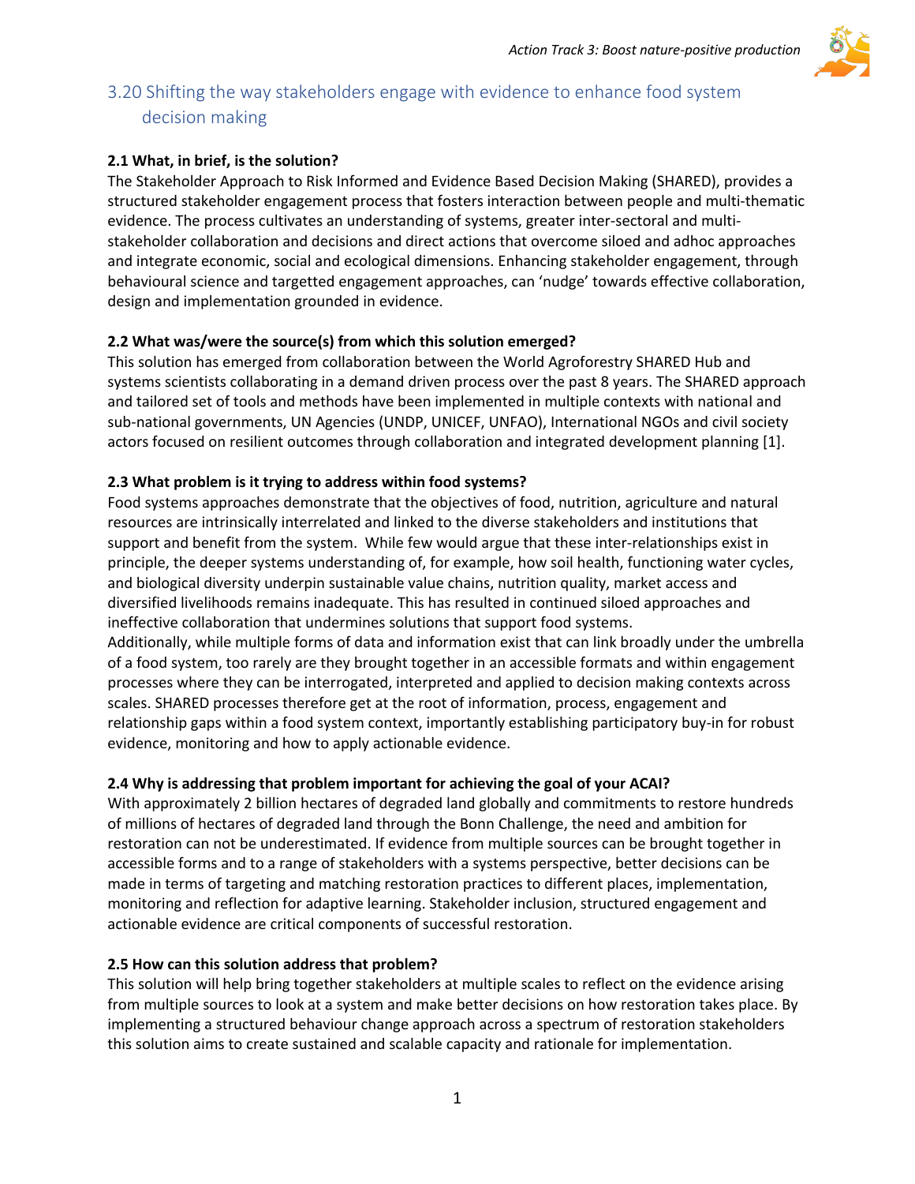## 3.20 Shifting the way stakeholders engage with evidence to enhance food system decision making

**2.1 What, in brief, is the solution?**

The Stakeholder Approach to Risk Informed and Evidence Based Decision Making (SHARED), provides a structured stakeholder engagement process that fosters interaction between people and multi-thematic evidence. The process cultivates an understanding of systems, greater inter-sectoral and multi-stakeholder collaboration and decisions and direct actions that overcome siloed and adhoc approaches and integrate economic, social and ecological dimensions. Enhancing stakeholder engagement, through behavioural science and targetted engagement approaches, can 'nudge' towards effective collaboration, design and implementation grounded in evidence.

**2.2 What was/were the source(s) from which this solution emerged?**

This solution has emerged from collaboration between the World Agroforestry SHARED Hub and systems scientists collaborating in a demand driven process over the past 8 years. The SHARED approach and tailored set of tools and methods have been implemented in multiple contexts with national and sub-national governments, UN Agencies (UNDP, UNICEF, UNFAO), International NGOs and civil society actors focused on resilient outcomes through collaboration and integrated development planning [1].

**2.3 What problem is it trying to address within food systems?**

Food systems approaches demonstrate that the objectives of food, nutrition, agriculture and natural resources are intrinsically interrelated and linked to the diverse stakeholders and institutions that support and benefit from the system. While few would argue that these inter-relationships exist in principle, the deeper systems understanding of, for example, how soil health, functioning water cycles, and biological diversity underpin sustainable value chains, nutrition quality, market access and diversified livelihoods remains inadequate. This has resulted in continued siloed approaches and ineffective collaboration that undermines solutions that support food systems.

Additionally, while multiple forms of data and information exist that can link broadly under the umbrella of a food system, too rarely are they brought together in an accessible formats and within engagement processes where they can be interrogated, interpreted and applied to decision making contexts across scales. SHARED processes therefore get at the root of information, process, engagement and relationship gaps within a food system context, importantly establishing participatory buy-in for robust evidence, monitoring and how to apply actionable evidence.

**2.4 Why is addressing that problem important for achieving the goal of your ACAI?**

With approximately 2 billion hectares of degraded land globally and commitments to restore hundreds of millions of hectares of degraded land through the Bonn Challenge, the need and ambition for restoration can not be underestimated. If evidence from multiple sources can be brought together in accessible forms and to a range of stakeholders with a systems perspective, better decisions can be made in terms of targeting and matching restoration practices to different places, implementation, monitoring and reflection for adaptive learning. Stakeholder inclusion, structured engagement and actionable evidence are critical components of successful restoration.

**2.5 How can this solution address that problem?**

This solution will help bring together stakeholders at multiple scales to reflect on the evidence arising from multiple sources to look at a system and make better decisions on how restoration takes place. By implementing a structured behaviour change approach across a spectrum of restoration stakeholders this solution aims to create sustained and scalable capacity and rationale for implementation.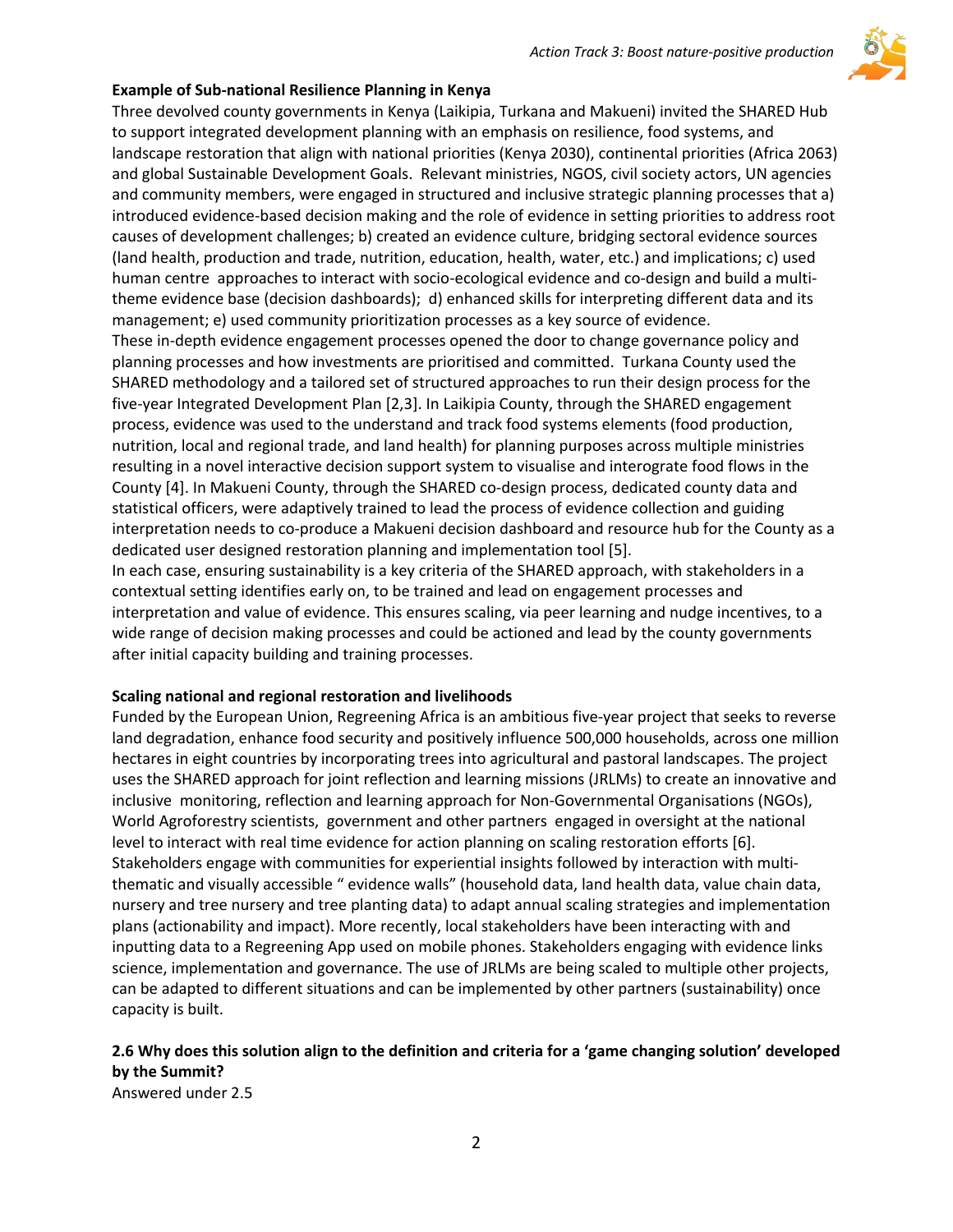**Example of Sub-national Resilience Planning in Kenya**

Three devolved county governments in Kenya (Laikipia, Turkana and Makueni) invited the SHARED Hub to support integrated development planning with an emphasis on resilience, food systems, and landscape restoration that align with national priorities (Kenya 2030), continental priorities (Africa 2063) and global Sustainable Development Goals. Relevant ministries, NGOS, civil society actors, UN agencies and community members, were engaged in structured and inclusive strategic planning processes that a) introduced evidence-based decision making and the role of evidence in setting priorities to address root causes of development challenges; b) created an evidence culture, bridging sectoral evidence sources (land health, production and trade, nutrition, education, health, water, etc.) and implications; c) used human centre approaches to interact with socio-ecological evidence and co-design and build a multi-theme evidence base (decision dashboards); d) enhanced skills for interpreting different data and its management; e) used community prioritization processes as a key source of evidence.

These in-depth evidence engagement processes opened the door to change governance policy and planning processes and how investments are prioritised and committed. Turkana County used the SHARED methodology and a tailored set of structured approaches to run their design process for the five-year Integrated Development Plan [2,3]. In Laikipia County, through the SHARED engagement process, evidence was used to the understand and track food systems elements (food production, nutrition, local and regional trade, and land health) for planning purposes across multiple ministries resulting in a novel interactive decision support system to visualise and interograte food flows in the County [4]. In Makueni County, through the SHARED co-design process, dedicated county data and statistical officers, were adaptively trained to lead the process of evidence collection and guiding interpretation needs to co-produce a Makueni decision dashboard and resource hub for the County as a dedicated user designed restoration planning and implementation tool [5].

In each case, ensuring sustainability is a key criteria of the SHARED approach, with stakeholders in a contextual setting identifies early on, to be trained and lead on engagement processes and interpretation and value of evidence. This ensures scaling, via peer learning and nudge incentives, to a wide range of decision making processes and could be actioned and lead by the county governments after initial capacity building and training processes.

**Scaling national and regional restoration and livelihoods**

Funded by the European Union, Regreening Africa is an ambitious five-year project that seeks to reverse land degradation, enhance food security and positively influence 500,000 households, across one million hectares in eight countries by incorporating trees into agricultural and pastoral landscapes. The project uses the SHARED approach for joint reflection and learning missions (JRLMs) to create an innovative and inclusive monitoring, reflection and learning approach for Non-Governmental Organisations (NGOs), World Agroforestry scientists, government and other partners engaged in oversight at the national level to interact with real time evidence for action planning on scaling restoration efforts [6]. Stakeholders engage with communities for experiential insights followed by interaction with multi-thematic and visually accessible " evidence walls" (household data, land health data, value chain data, nursery and tree nursery and tree planting data) to adapt annual scaling strategies and implementation plans (actionability and impact). More recently, local stakeholders have been interacting with and inputting data to a Regreening App used on mobile phones. Stakeholders engaging with evidence links science, implementation and governance. The use of JRLMs are being scaled to multiple other projects, can be adapted to different situations and can be implemented by other partners (sustainability) once capacity is built.

**2.6 Why does this solution align to the definition and criteria for a 'game changing solution' developed by the Summit?**

Answered under 2.5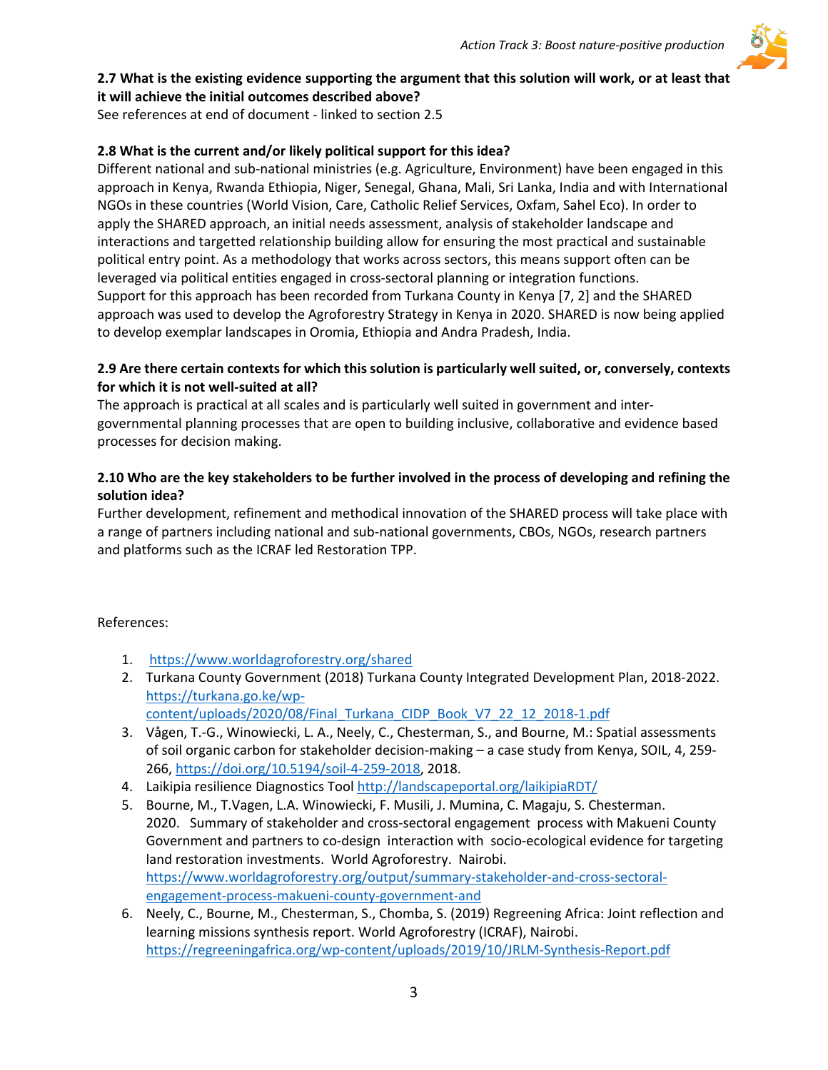**2.7 What is the existing evidence supporting the argument that this solution will work, or at least that it will achieve the initial outcomes described above?**

See references at end of document - linked to section 2.5

**2.8 What is the current and/or likely political support for this idea?**

Different national and sub-national ministries (e.g. Agriculture, Environment) have been engaged in this approach in Kenya, Rwanda Ethiopia, Niger, Senegal, Ghana, Mali, Sri Lanka, India and with International NGOs in these countries (World Vision, Care, Catholic Relief Services, Oxfam, Sahel Eco). In order to apply the SHARED approach, an initial needs assessment, analysis of stakeholder landscape and interactions and targetted relationship building allow for ensuring the most practical and sustainable political entry point. As a methodology that works across sectors, this means support often can be leveraged via political entities engaged in cross-sectoral planning or integration functions.
Support for this approach has been recorded from Turkana County in Kenya [7, 2] and the SHARED approach was used to develop the Agroforestry Strategy in Kenya in 2020. SHARED is now being applied to develop exemplar landscapes in Oromia, Ethiopia and Andra Pradesh, India.

**2.9 Are there certain contexts for which this solution is particularly well suited, or, conversely, contexts for which it is not well-suited at all?**

The approach is practical at all scales and is particularly well suited in government and inter-governmental planning processes that are open to building inclusive, collaborative and evidence based processes for decision making.

**2.10 Who are the key stakeholders to be further involved in the process of developing and refining the solution idea?**

Further development, refinement and methodical innovation of the SHARED process will take place with a range of partners including national and sub-national governments, CBOs, NGOs, research partners and platforms such as the ICRAF led Restoration TPP.

References:

1. https://www.worldagroforestry.org/shared
2. Turkana County Government (2018) Turkana County Integrated Development Plan, 2018-2022. https://turkana.go.ke/wp-content/uploads/2020/08/Final_Turkana_CIDP_Book_V7_22_12_2018-1.pdf
3. Vågen, T.-G., Winowiecki, L. A., Neely, C., Chesterman, S., and Bourne, M.: Spatial assessments of soil organic carbon for stakeholder decision-making – a case study from Kenya, SOIL, 4, 259-266, https://doi.org/10.5194/soil-4-259-2018, 2018.
4. Laikipia resilience Diagnostics Tool http://landscapeportal.org/laikipiaRDT/
5. Bourne, M., T.Vagen, L.A. Winowiecki, F. Musili, J. Mumina, C. Magaju, S. Chesterman. 2020. Summary of stakeholder and cross-sectoral engagement process with Makueni County Government and partners to co-design interaction with socio-ecological evidence for targeting land restoration investments. World Agroforestry. Nairobi. https://www.worldagroforestry.org/output/summary-stakeholder-and-cross-sectoral-engagement-process-makueni-county-government-and
6. Neely, C., Bourne, M., Chesterman, S., Chomba, S. (2019) Regreening Africa: Joint reflection and learning missions synthesis report. World Agroforestry (ICRAF), Nairobi. https://regreeningafrica.org/wp-content/uploads/2019/10/JRLM-Synthesis-Report.pdf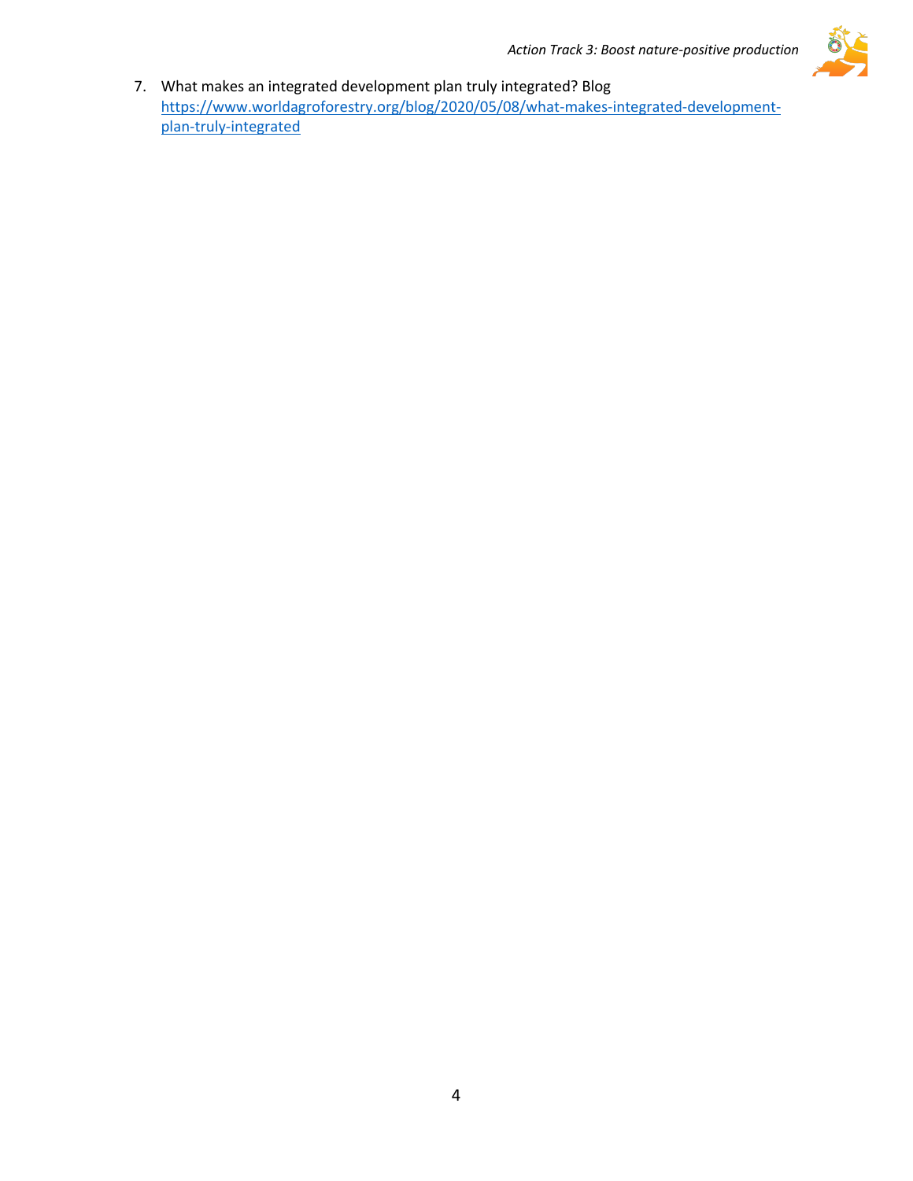7. What makes an integrated development plan truly integrated? Blog [https://www.worldagroforestry.org/blog/2020/05/08/what-makes-integrated-development-plan-truly-integrated](https://www.worldagroforestry.org/blog/2020/05/08/what-makes-integrated-development-plan-truly-integrated)